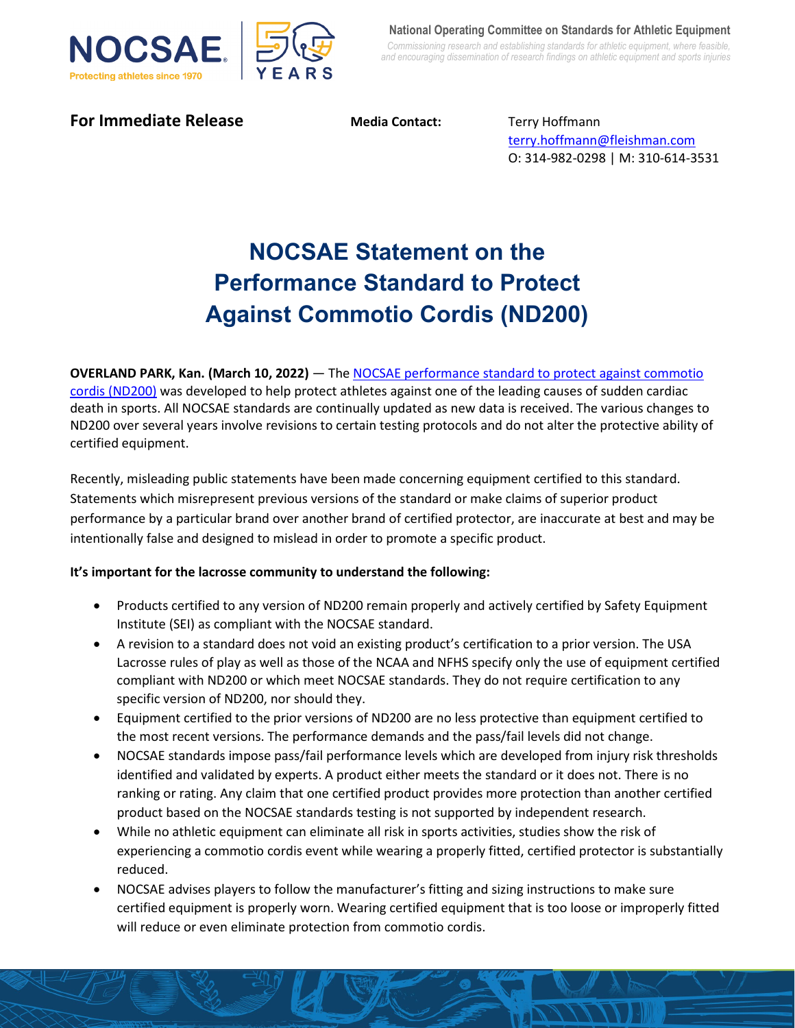NOCSAE®
Protecting athletes since 1970

50 YEARS

**National Operating Committee on Standards for Athletic Equipment**

*Commissioning research and establishing standards for athletic equipment, where feasible, and encouraging dissemination of research findings on athletic equipment and sports injuries*

**For Immediate Release**

**Media Contact:** Terry Hoffmann
terry.hoffmann@fleishman.com
O: 314-982-0298 | M: 310-614-3531

# NOCSAE Statement on the Performance Standard to Protect Against Commotio Cordis (ND200)

**OVERLAND PARK, Kan. (March 10, 2022)** — The NOCSAE performance standard to protect against commotio cordis (ND200) was developed to help protect athletes against one of the leading causes of sudden cardiac death in sports. All NOCSAE standards are continually updated as new data is received. The various changes to ND200 over several years involve revisions to certain testing protocols and do not alter the protective ability of certified equipment.

Recently, misleading public statements have been made concerning equipment certified to this standard. Statements which misrepresent previous versions of the standard or make claims of superior product performance by a particular brand over another brand of certified protector, are inaccurate at best and may be intentionally false and designed to mislead in order to promote a specific product.

**It's important for the lacrosse community to understand the following:**

- Products certified to any version of ND200 remain properly and actively certified by Safety Equipment Institute (SEI) as compliant with the NOCSAE standard.
- A revision to a standard does not void an existing product's certification to a prior version. The USA Lacrosse rules of play as well as those of the NCAA and NFHS specify only the use of equipment certified compliant with ND200 or which meet NOCSAE standards. They do not require certification to any specific version of ND200, nor should they.
- Equipment certified to the prior versions of ND200 are no less protective than equipment certified to the most recent versions. The performance demands and the pass/fail levels did not change.
- NOCSAE standards impose pass/fail performance levels which are developed from injury risk thresholds identified and validated by experts. A product either meets the standard or it does not. There is no ranking or rating. Any claim that one certified product provides more protection than another certified product based on the NOCSAE standards testing is not supported by independent research.
- While no athletic equipment can eliminate all risk in sports activities, studies show the risk of experiencing a commotio cordis event while wearing a properly fitted, certified protector is substantially reduced.
- NOCSAE advises players to follow the manufacturer's fitting and sizing instructions to make sure certified equipment is properly worn. Wearing certified equipment that is too loose or improperly fitted will reduce or even eliminate protection from commotio cordis.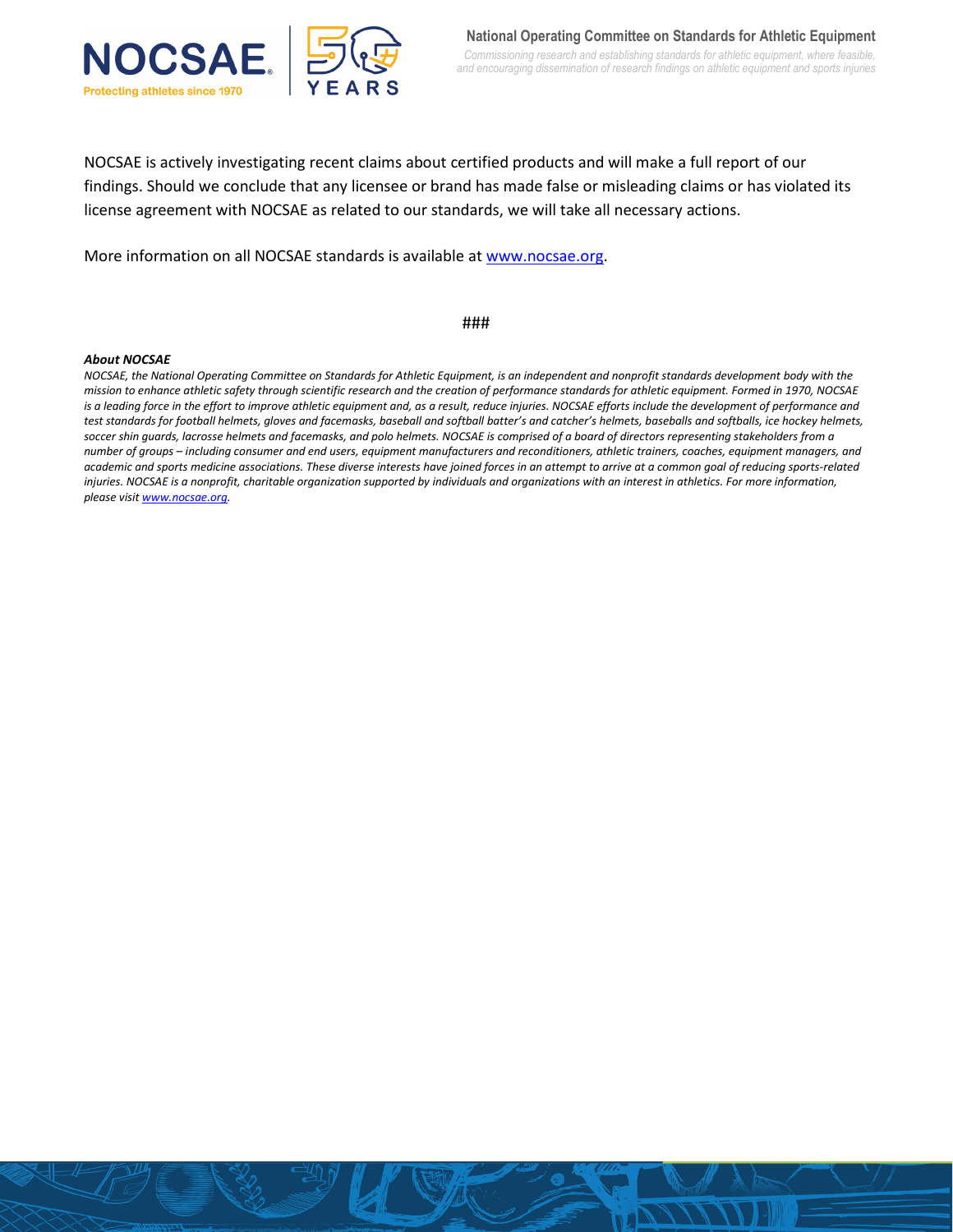NOCSAE is actively investigating recent claims about certified products and will make a full report of our findings. Should we conclude that any licensee or brand has made false or misleading claims or has violated its license agreement with NOCSAE as related to our standards, we will take all necessary actions.

More information on all NOCSAE standards is available at [www.nocsae.org](http://www.nocsae.org).

###

***About NOCSAE***

*NOCSAE, the National Operating Committee on Standards for Athletic Equipment, is an independent and nonprofit standards development body with the mission to enhance athletic safety through scientific research and the creation of performance standards for athletic equipment. Formed in 1970, NOCSAE is a leading force in the effort to improve athletic equipment and, as a result, reduce injuries. NOCSAE efforts include the development of performance and test standards for football helmets, gloves and facemasks, baseball and softball batter's and catcher's helmets, baseballs and softballs, ice hockey helmets, soccer shin guards, lacrosse helmets and facemasks, and polo helmets. NOCSAE is comprised of a board of directors representing stakeholders from a number of groups – including consumer and end users, equipment manufacturers and reconditioners, athletic trainers, coaches, equipment managers, and academic and sports medicine associations. These diverse interests have joined forces in an attempt to arrive at a common goal of reducing sports-related injuries. NOCSAE is a nonprofit, charitable organization supported by individuals and organizations with an interest in athletics. For more information, please visit [www.nocsae.org](http://www.nocsae.org).*